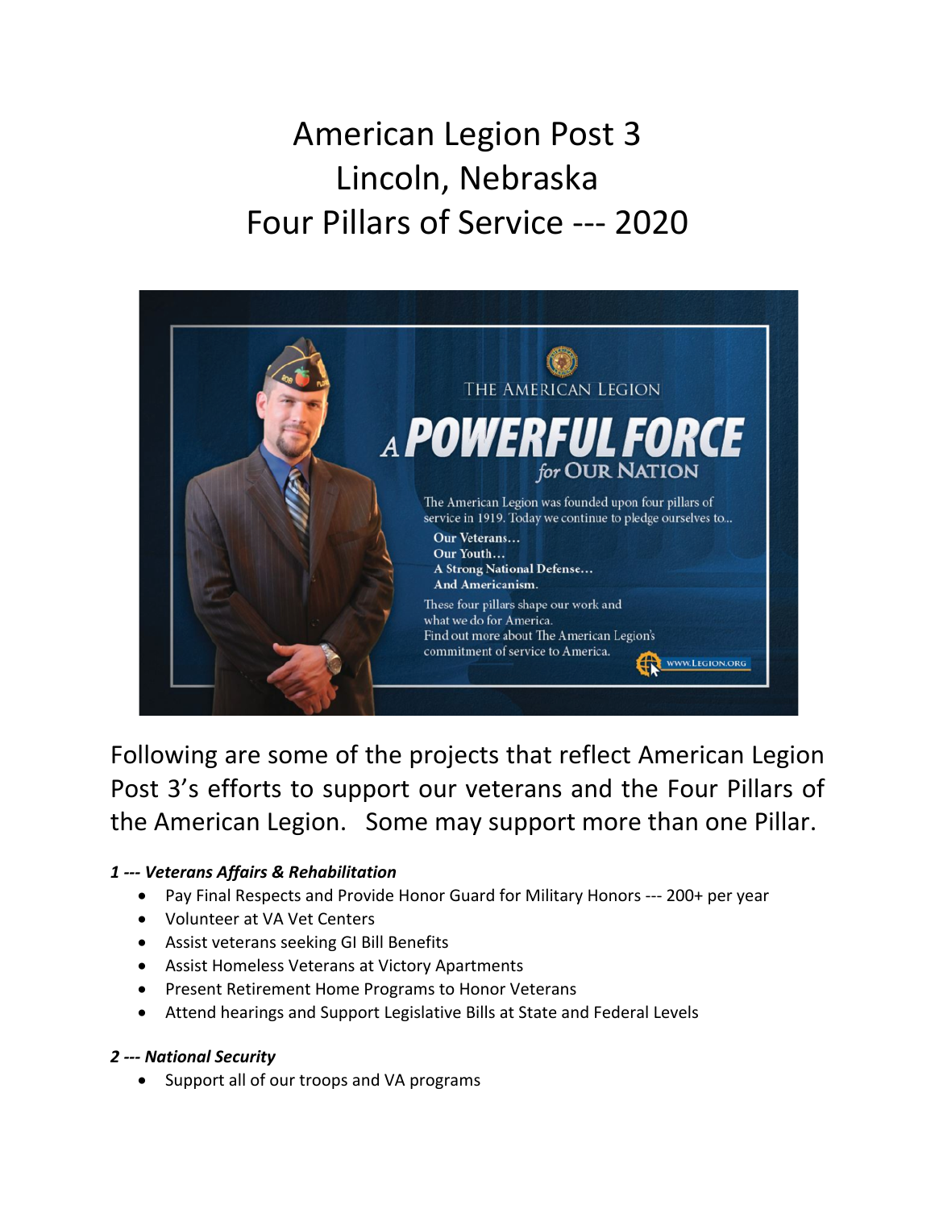# American Legion Post 3
# Lincoln, Nebraska
# Four Pillars of Service --- 2020

THE AMERICAN LEGION

**A POWERFUL FORCE *for* OUR NATION**

The American Legion was founded upon four pillars of service in 1919. Today we continue to pledge ourselves to..

**Our Veterans…**
**Our Youth…**
**A Strong National Defense…**
**And Americanism.**

These four pillars shape our work and what we do for America.
Find out more about The American Legion's commitment of service to America.

WWW.LEGION.ORG

Following are some of the projects that reflect American Legion Post 3's efforts to support our veterans and the Four Pillars of the American Legion. Some may support more than one Pillar.

***1 --- Veterans Affairs & Rehabilitation***

- Pay Final Respects and Provide Honor Guard for Military Honors --- 200+ per year
- Volunteer at VA Vet Centers
- Assist veterans seeking GI Bill Benefits
- Assist Homeless Veterans at Victory Apartments
- Present Retirement Home Programs to Honor Veterans
- Attend hearings and Support Legislative Bills at State and Federal Levels

***2 --- National Security***

- Support all of our troops and VA programs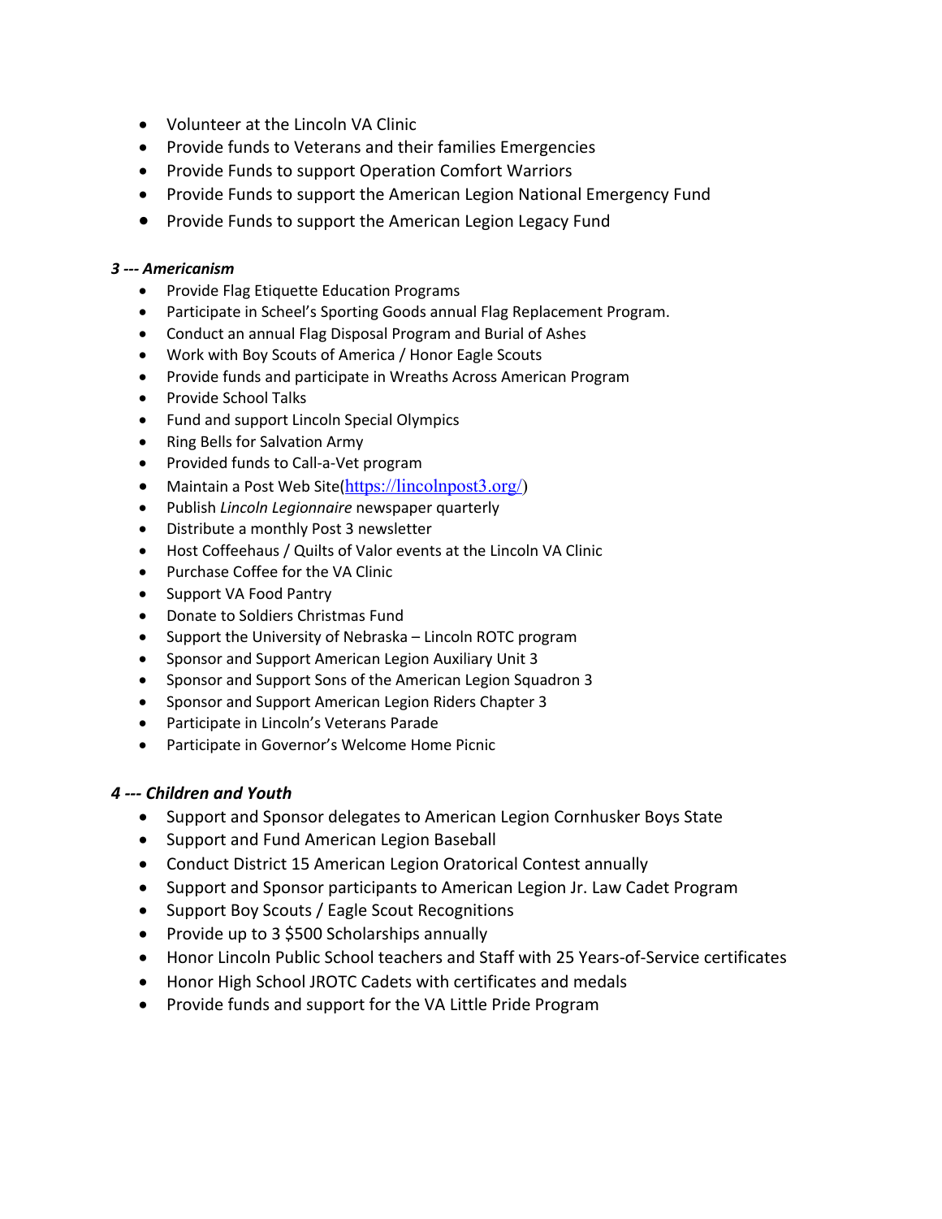- Volunteer at the Lincoln VA Clinic
- Provide funds to Veterans and their families Emergencies
- Provide Funds to support Operation Comfort Warriors
- Provide Funds to support the American Legion National Emergency Fund
- Provide Funds to support the American Legion Legacy Fund

***3 --- Americanism***

- Provide Flag Etiquette Education Programs
- Participate in Scheel's Sporting Goods annual Flag Replacement Program.
- Conduct an annual Flag Disposal Program and Burial of Ashes
- Work with Boy Scouts of America / Honor Eagle Scouts
- Provide funds and participate in Wreaths Across American Program
- Provide School Talks
- Fund and support Lincoln Special Olympics
- Ring Bells for Salvation Army
- Provided funds to Call-a-Vet program
- Maintain a Post Web Site(https://lincolnpost3.org/)
- Publish *Lincoln Legionnaire* newspaper quarterly
- Distribute a monthly Post 3 newsletter
- Host Coffeehaus / Quilts of Valor events at the Lincoln VA Clinic
- Purchase Coffee for the VA Clinic
- Support VA Food Pantry
- Donate to Soldiers Christmas Fund
- Support the University of Nebraska – Lincoln ROTC program
- Sponsor and Support American Legion Auxiliary Unit 3
- Sponsor and Support Sons of the American Legion Squadron 3
- Sponsor and Support American Legion Riders Chapter 3
- Participate in Lincoln's Veterans Parade
- Participate in Governor's Welcome Home Picnic

***4 --- Children and Youth***

- Support and Sponsor delegates to American Legion Cornhusker Boys State
- Support and Fund American Legion Baseball
- Conduct District 15 American Legion Oratorical Contest annually
- Support and Sponsor participants to American Legion Jr. Law Cadet Program
- Support Boy Scouts / Eagle Scout Recognitions
- Provide up to 3 $500 Scholarships annually
- Honor Lincoln Public School teachers and Staff with 25 Years-of-Service certificates
- Honor High School JROTC Cadets with certificates and medals
- Provide funds and support for the VA Little Pride Program